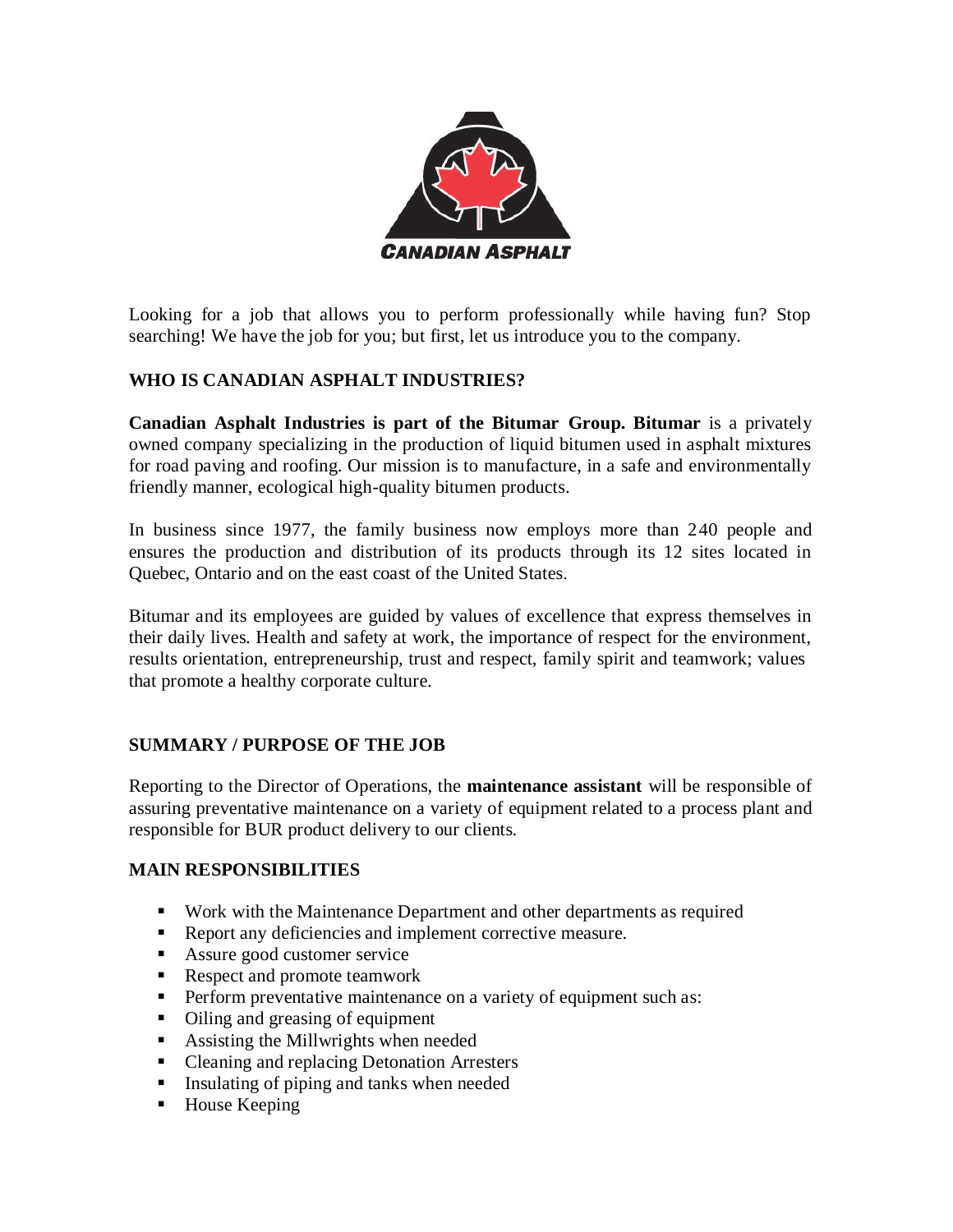CANADIAN ASPHALT

Looking for a job that allows you to perform professionally while having fun? Stop searching! We have the job for you; but first, let us introduce you to the company.

## WHO IS CANADIAN ASPHALT INDUSTRIES?

**Canadian Asphalt Industries is part of the Bitumar Group. Bitumar** is a privately owned company specializing in the production of liquid bitumen used in asphalt mixtures for road paving and roofing. Our mission is to manufacture, in a safe and environmentally friendly manner, ecological high-quality bitumen products.

In business since 1977, the family business now employs more than 240 people and ensures the production and distribution of its products through its 12 sites located in Quebec, Ontario and on the east coast of the United States.

Bitumar and its employees are guided by values of excellence that express themselves in their daily lives. Health and safety at work, the importance of respect for the environment, results orientation, entrepreneurship, trust and respect, family spirit and teamwork; values that promote a healthy corporate culture.

## SUMMARY / PURPOSE OF THE JOB

Reporting to the Director of Operations, the **maintenance assistant** will be responsible of assuring preventative maintenance on a variety of equipment related to a process plant and responsible for BUR product delivery to our clients.

## MAIN RESPONSIBILITIES

- Work with the Maintenance Department and other departments as required
- Report any deficiencies and implement corrective measure.
- Assure good customer service
- Respect and promote teamwork
- Perform preventative maintenance on a variety of equipment such as:
- Oiling and greasing of equipment
- Assisting the Millwrights when needed
- Cleaning and replacing Detonation Arresters
- Insulating of piping and tanks when needed
- House Keeping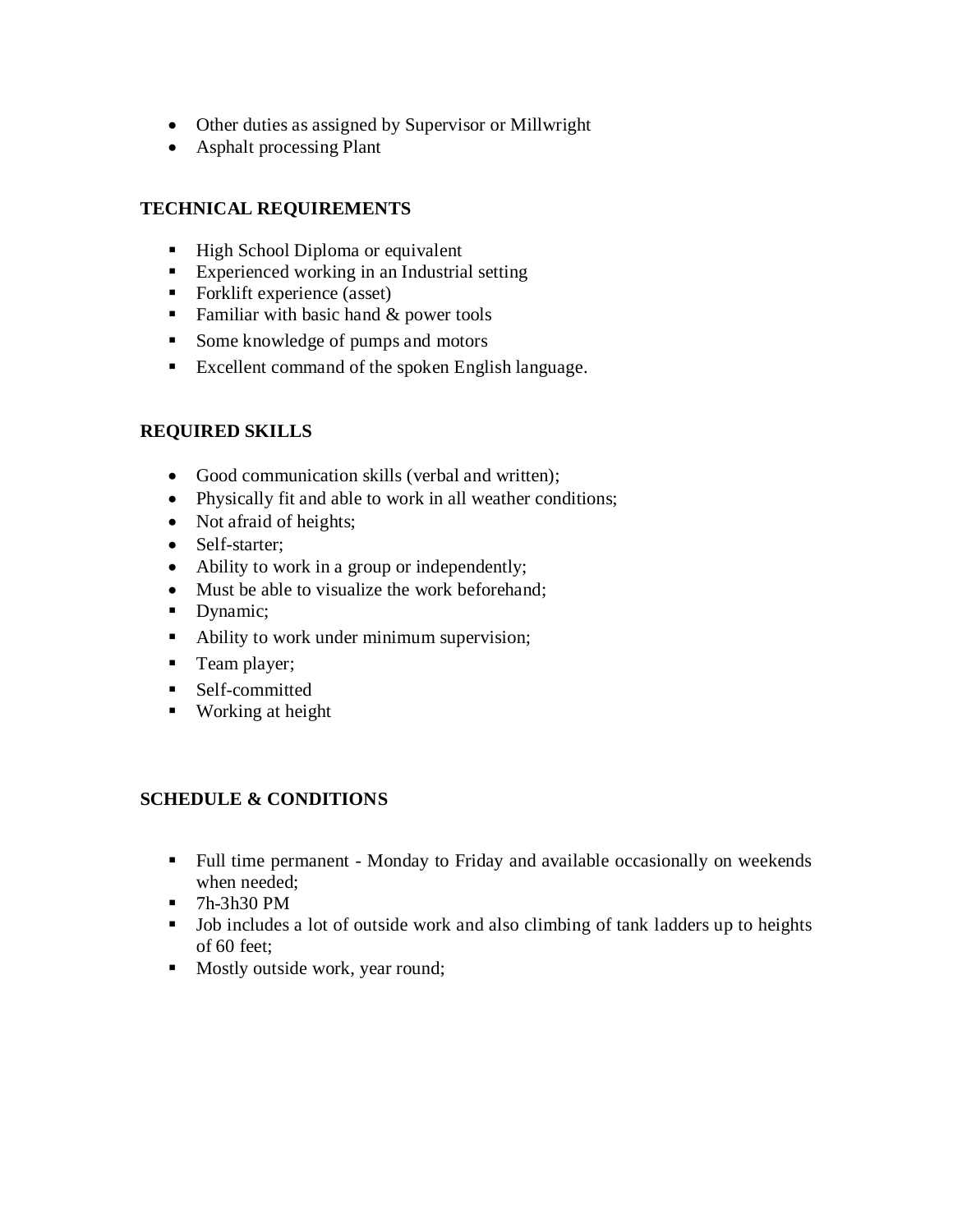- Other duties as assigned by Supervisor or Millwright
- Asphalt processing Plant

**TECHNICAL REQUIREMENTS**

- High School Diploma or equivalent
- Experienced working in an Industrial setting
- Forklift experience (asset)
- Familiar with basic hand & power tools
- Some knowledge of pumps and motors
- Excellent command of the spoken English language.

**REQUIRED SKILLS**

- Good communication skills (verbal and written);
- Physically fit and able to work in all weather conditions;
- Not afraid of heights;
- Self-starter;
- Ability to work in a group or independently;
- Must be able to visualize the work beforehand;
- Dynamic;
- Ability to work under minimum supervision;
- Team player;
- Self-committed
- Working at height

**SCHEDULE & CONDITIONS**

- Full time permanent - Monday to Friday and available occasionally on weekends when needed;
- 7h-3h30 PM
- Job includes a lot of outside work and also climbing of tank ladders up to heights of 60 feet;
- Mostly outside work, year round;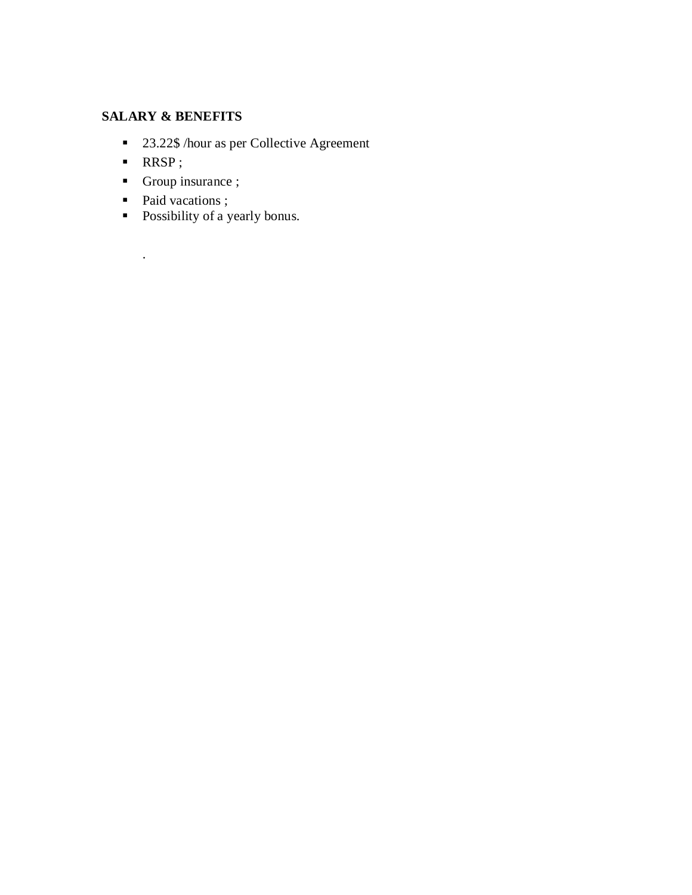**SALARY & BENEFITS**

- 23.22$ /hour as per Collective Agreement
- RRSP ;
- Group insurance ;
- Paid vacations ;
- Possibility of a yearly bonus.

.